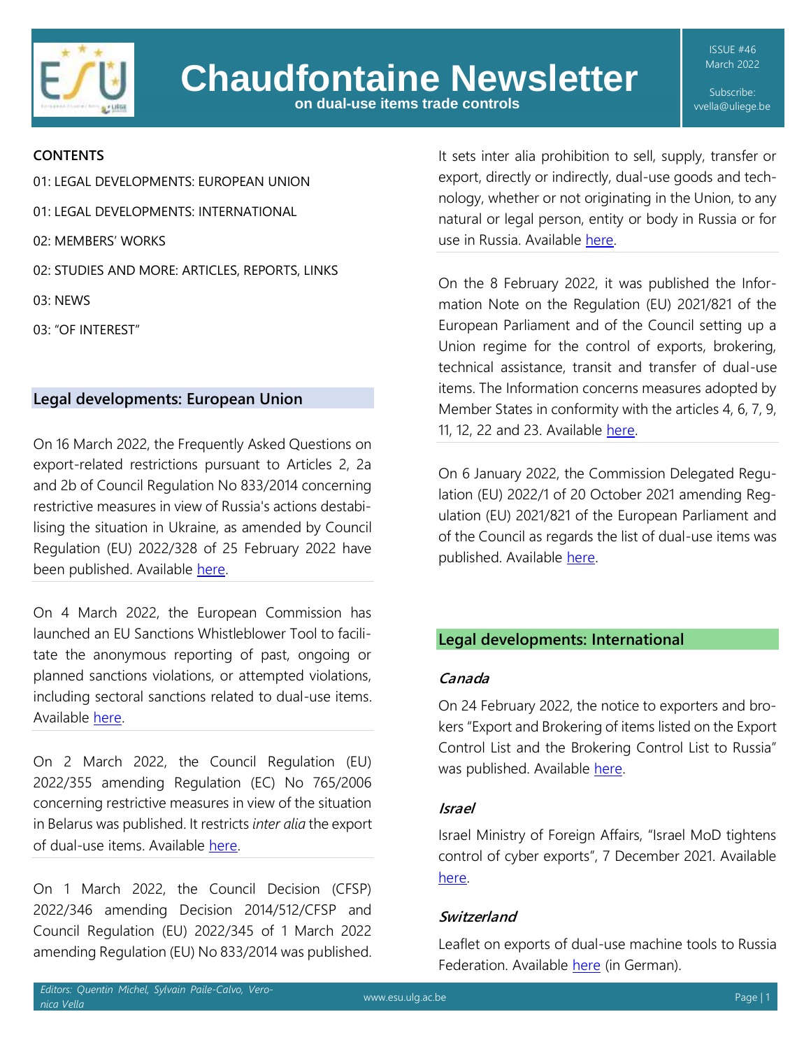# Chaudfontaine Newsletter

**on dual-use items trade controls**

ISSUE #46
March 2022

Subscribe:
vvella@uliege.be

**CONTENTS**

01: LEGAL DEVELOPMENTS: EUROPEAN UNION

01: LEGAL DEVELOPMENTS: INTERNATIONAL

02: MEMBERS' WORKS

02: STUDIES AND MORE: ARTICLES, REPORTS, LINKS

03: NEWS

03: "OF INTEREST"

## Legal developments: European Union

On 16 March 2022, the Frequently Asked Questions on export-related restrictions pursuant to Articles 2, 2a and 2b of Council Regulation No 833/2014 concerning restrictive measures in view of Russia's actions destabilising the situation in Ukraine, as amended by Council Regulation (EU) 2022/328 of 25 February 2022 have been published. Available here.

On 4 March 2022, the European Commission has launched an EU Sanctions Whistleblower Tool to facilitate the anonymous reporting of past, ongoing or planned sanctions violations, or attempted violations, including sectoral sanctions related to dual-use items. Available here.

On 2 March 2022, the Council Regulation (EU) 2022/355 amending Regulation (EC) No 765/2006 concerning restrictive measures in view of the situation in Belarus was published. It restricts *inter alia* the export of dual-use items. Available here.

On 1 March 2022, the Council Decision (CFSP) 2022/346 amending Decision 2014/512/CFSP and Council Regulation (EU) 2022/345 of 1 March 2022 amending Regulation (EU) No 833/2014 was published. It sets inter alia prohibition to sell, supply, transfer or export, directly or indirectly, dual-use goods and technology, whether or not originating in the Union, to any natural or legal person, entity or body in Russia or for use in Russia. Available here.

On the 8 February 2022, it was published the Information Note on the Regulation (EU) 2021/821 of the European Parliament and of the Council setting up a Union regime for the control of exports, brokering, technical assistance, transit and transfer of dual-use items. The Information concerns measures adopted by Member States in conformity with the articles 4, 6, 7, 9, 11, 12, 22 and 23. Available here.

On 6 January 2022, the Commission Delegated Regulation (EU) 2022/1 of 20 October 2021 amending Regulation (EU) 2021/821 of the European Parliament and of the Council as regards the list of dual-use items was published. Available here.

## Legal developments: International

### *Canada*

On 24 February 2022, the notice to exporters and brokers "Export and Brokering of items listed on the Export Control List and the Brokering Control List to Russia" was published. Available here.

### *Israel*

Israel Ministry of Foreign Affairs, "Israel MoD tightens control of cyber exports", 7 December 2021. Available here.

### *Switzerland*

Leaflet on exports of dual-use machine tools to Russia Federation. Available here (in German).

*Editors: Quentin Michel, Sylvain Paile-Calvo, Veronica Vella*

www.esu.ulg.ac.be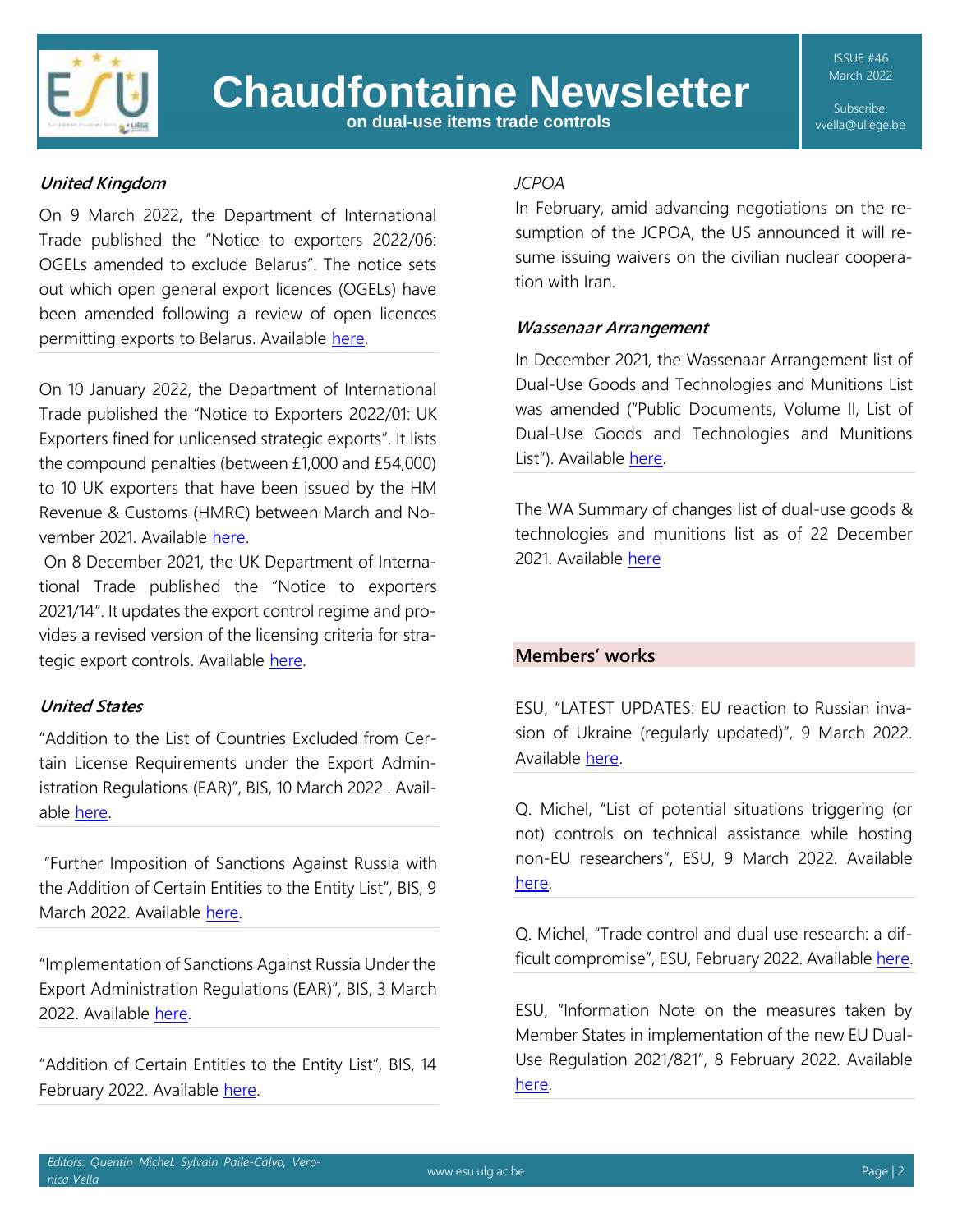### *United Kingdom*

On 9 March 2022, the Department of International Trade published the "Notice to exporters 2022/06: OGELs amended to exclude Belarus". The notice sets out which open general export licences (OGELs) have been amended following a review of open licences permitting exports to Belarus. Available here.

On 10 January 2022, the Department of International Trade published the "Notice to Exporters 2022/01: UK Exporters fined for unlicensed strategic exports". It lists the compound penalties (between £1,000 and £54,000) to 10 UK exporters that have been issued by the HM Revenue & Customs (HMRC) between March and November 2021. Available here.

On 8 December 2021, the UK Department of International Trade published the "Notice to exporters 2021/14". It updates the export control regime and provides a revised version of the licensing criteria for strategic export controls. Available here.

### *United States*

"Addition to the List of Countries Excluded from Certain License Requirements under the Export Administration Regulations (EAR)", BIS, 10 March 2022 . Available here.

"Further Imposition of Sanctions Against Russia with the Addition of Certain Entities to the Entity List", BIS, 9 March 2022. Available here.

"Implementation of Sanctions Against Russia Under the Export Administration Regulations (EAR)", BIS, 3 March 2022. Available here.

"Addition of Certain Entities to the Entity List", BIS, 14 February 2022. Available here.

*JCPOA*

In February, amid advancing negotiations on the resumption of the JCPOA, the US announced it will resume issuing waivers on the civilian nuclear cooperation with Iran.

### *Wassenaar Arrangement*

In December 2021, the Wassenaar Arrangement list of Dual-Use Goods and Technologies and Munitions List was amended ("Public Documents, Volume II, List of Dual-Use Goods and Technologies and Munitions List"). Available here.

The WA Summary of changes list of dual-use goods & technologies and munitions list as of 22 December 2021. Available here

## Members' works

ESU, "LATEST UPDATES: EU reaction to Russian invasion of Ukraine (regularly updated)", 9 March 2022. Available here.

Q. Michel, "List of potential situations triggering (or not) controls on technical assistance while hosting non-EU researchers", ESU, 9 March 2022. Available here.

Q. Michel, "Trade control and dual use research: a difficult compromise", ESU, February 2022. Available here.

ESU, "Information Note on the measures taken by Member States in implementation of the new EU Dual-Use Regulation 2021/821", 8 February 2022. Available here.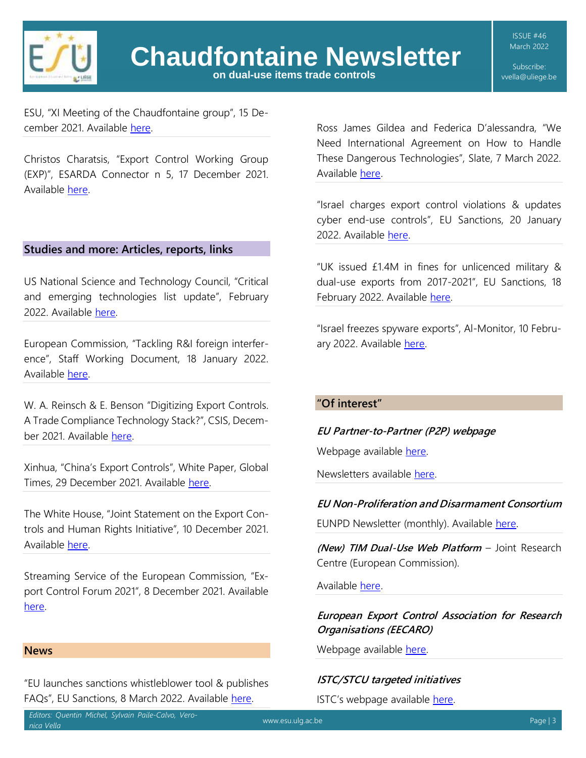ESU, "XI Meeting of the Chaudfontaine group", 15 December 2021. Available here.

Christos Charatsis, "Export Control Working Group (EXP)", ESARDA Connector n 5, 17 December 2021. Available here.

## Studies and more: Articles, reports, links

US National Science and Technology Council, "Critical and emerging technologies list update", February 2022. Available here.

European Commission, "Tackling R&I foreign interference", Staff Working Document, 18 January 2022. Available here.

W. A. Reinsch & E. Benson "Digitizing Export Controls. A Trade Compliance Technology Stack?", CSIS, December 2021. Available here.

Xinhua, "China's Export Controls", White Paper, Global Times, 29 December 2021. Available here.

The White House, "Joint Statement on the Export Controls and Human Rights Initiative", 10 December 2021. Available here.

Streaming Service of the European Commission, "Export Control Forum 2021", 8 December 2021. Available here.

## News

"EU launches sanctions whistleblower tool & publishes FAQs", EU Sanctions, 8 March 2022. Available here.

Ross James Gildea and Federica D'alessandra, "We Need International Agreement on How to Handle These Dangerous Technologies", Slate, 7 March 2022. Available here.

"Israel charges export control violations & updates cyber end-use controls", EU Sanctions, 20 January 2022. Available here.

"UK issued £1.4M in fines for unlicenced military & dual-use exports from 2017-2021", EU Sanctions, 18 February 2022. Available here.

"Israel freezes spyware exports", Al-Monitor, 10 February 2022. Available here.

## "Of interest"

***EU Partner-to-Partner (P2P) webpage***

Webpage available here.

Newsletters available here.

***EU Non-Proliferation and Disarmament Consortium***

EUNPD Newsletter (monthly). Available here.

***(New) TIM Dual-Use Web Platform*** – Joint Research Centre (European Commission).

Available here.

***European Export Control Association for Research Organisations (EECARO)***

Webpage available here.

***ISTC/STCU targeted initiatives***

ISTC's webpage available here.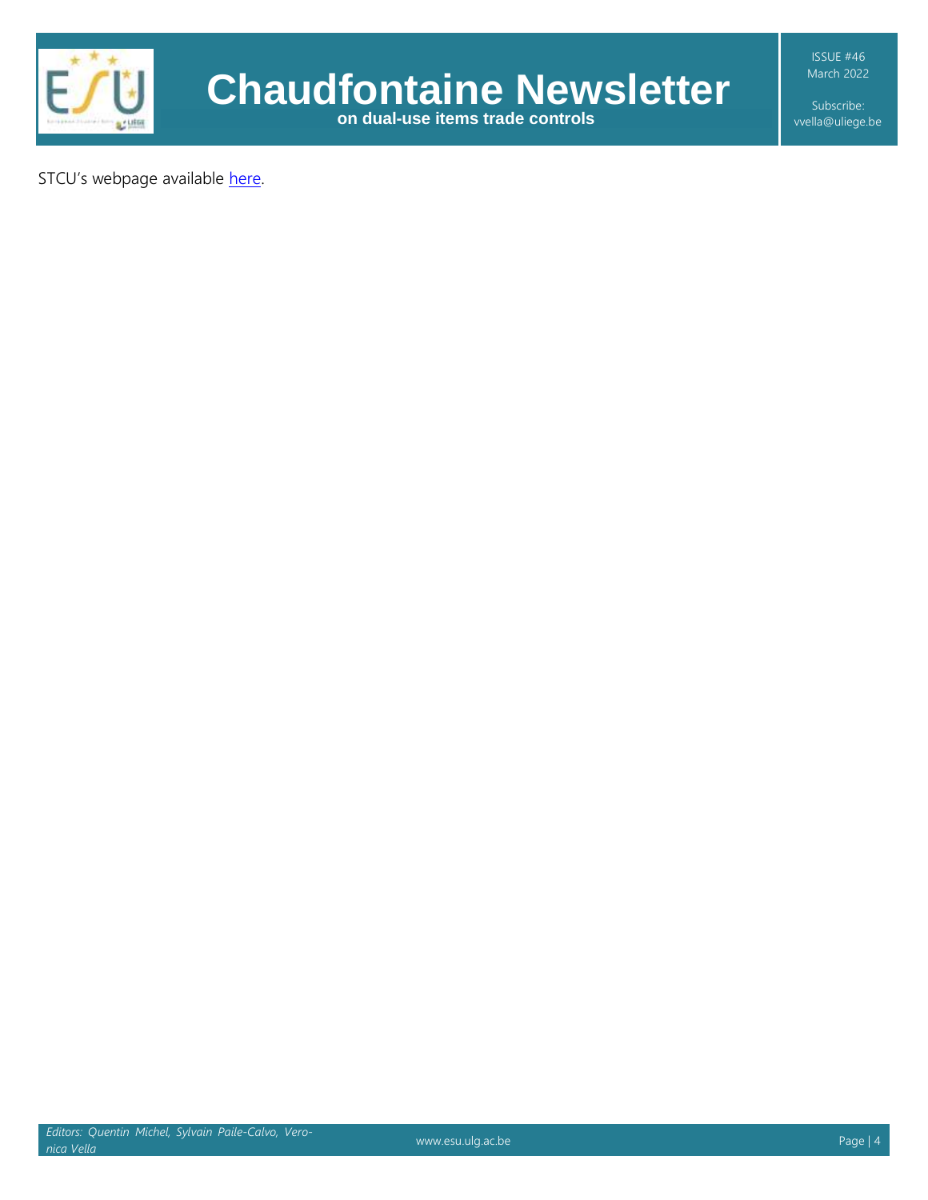STCU's webpage available here.